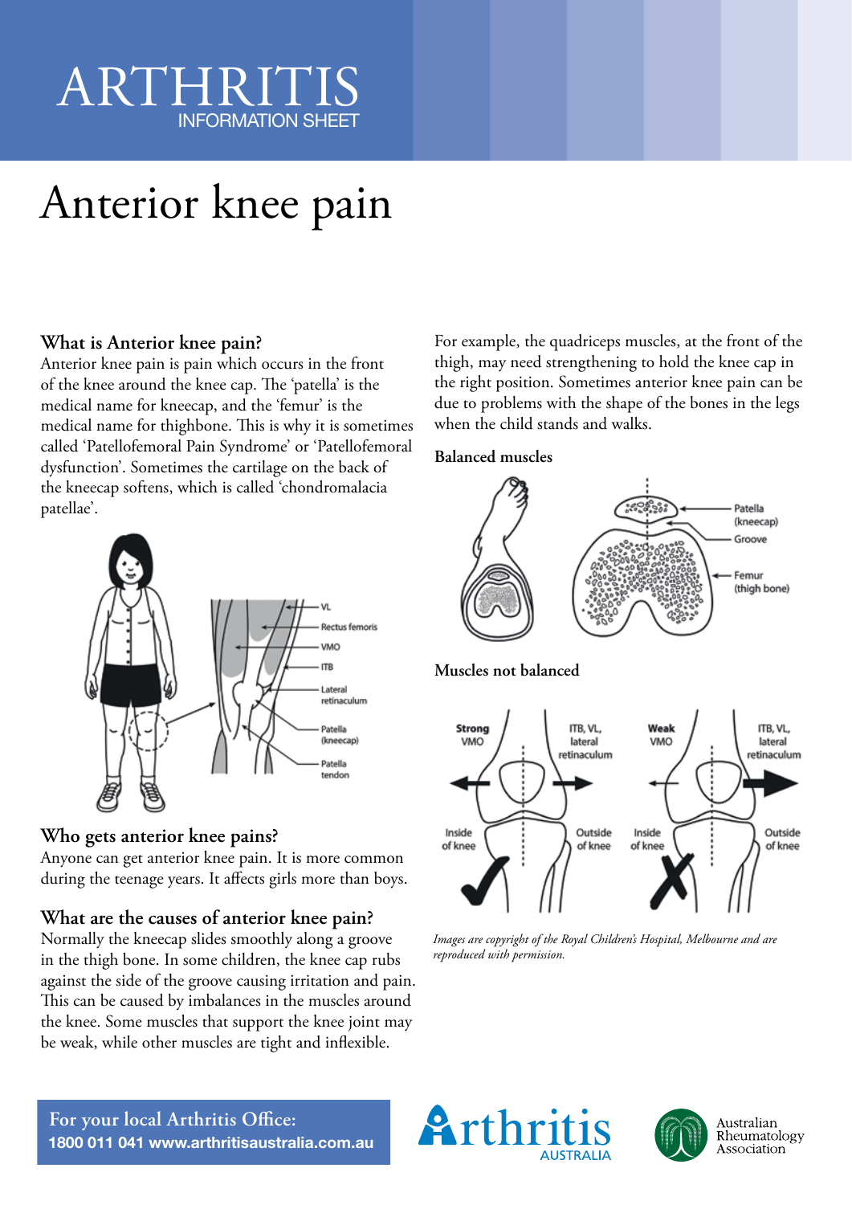# ARTHRITIS

INFORMATION SHEET

# Anterior knee pain

### What is Anterior knee pain?

Anterior knee pain is pain which occurs in the front of the knee around the knee cap. The 'patella' is the medical name for kneecap, and the 'femur' is the medical name for thighbone. This is why it is sometimes called 'Patellofemoral Pain Syndrome' or 'Patellofemoral dysfunction'. Sometimes the cartilage on the back of the kneecap softens, which is called 'chondromalacia patellae'.

### Who gets anterior knee pains?

Anyone can get anterior knee pain. It is more common during the teenage years. It affects girls more than boys.

### What are the causes of anterior knee pain?

Normally the kneecap slides smoothly along a groove in the thigh bone. In some children, the knee cap rubs against the side of the groove causing irritation and pain. This can be caused by imbalances in the muscles around the knee. Some muscles that support the knee joint may be weak, while other muscles are tight and inflexible.

For example, the quadriceps muscles, at the front of the thigh, may need strengthening to hold the knee cap in the right position. Sometimes anterior knee pain can be due to problems with the shape of the bones in the legs when the child stands and walks.

**Balanced muscles**

**Muscles not balanced**

*Images are copyright of the Royal Children's Hospital, Melbourne and are reproduced with permission.*

For your local Arthritis Office:
**1800 011 041 www.arthritisaustralia.com.au**

Arthritis Australia

Australian Rheumatology Association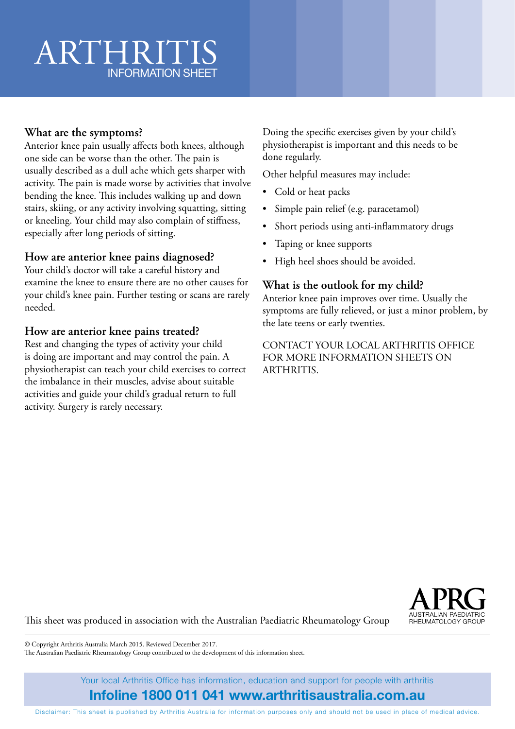# ARTHRITIS
INFORMATION SHEET

## What are the symptoms?

Anterior knee pain usually affects both knees, although one side can be worse than the other. The pain is usually described as a dull ache which gets sharper with activity. The pain is made worse by activities that involve bending the knee. This includes walking up and down stairs, skiing, or any activity involving squatting, sitting or kneeling. Your child may also complain of stiffness, especially after long periods of sitting.

## How are anterior knee pains diagnosed?

Your child's doctor will take a careful history and examine the knee to ensure there are no other causes for your child's knee pain. Further testing or scans are rarely needed.

## How are anterior knee pains treated?

Rest and changing the types of activity your child is doing are important and may control the pain. A physiotherapist can teach your child exercises to correct the imbalance in their muscles, advise about suitable activities and guide your child's gradual return to full activity. Surgery is rarely necessary.

Doing the specific exercises given by your child's physiotherapist is important and this needs to be done regularly.

Other helpful measures may include:

- Cold or heat packs
- Simple pain relief (e.g. paracetamol)
- Short periods using anti-inflammatory drugs
- Taping or knee supports
- High heel shoes should be avoided.

## What is the outlook for my child?

Anterior knee pain improves over time. Usually the symptoms are fully relieved, or just a minor problem, by the late teens or early twenties.

CONTACT YOUR LOCAL ARTHRITIS OFFICE FOR MORE INFORMATION SHEETS ON ARTHRITIS.

This sheet was produced in association with the Australian Paediatric Rheumatology Group

APRG AUSTRALIAN PAEDIATRIC RHEUMATOLOGY GROUP

© Copyright Arthritis Australia March 2015. Reviewed December 2017.
The Australian Paediatric Rheumatology Group contributed to the development of this information sheet.

Your local Arthritis Office has information, education and support for people with arthritis

**Infoline 1800 011 041 www.arthritisaustralia.com.au**

Disclaimer: This sheet is published by Arthritis Australia for information purposes only and should not be used in place of medical advice.